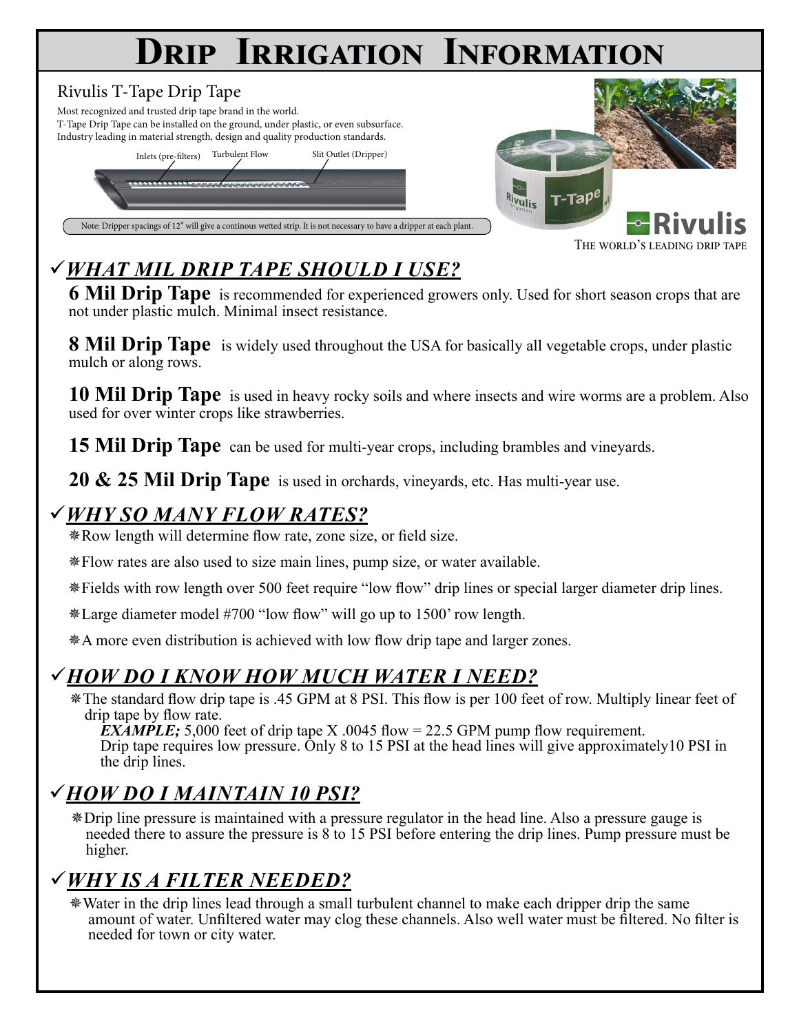# Drip Irrigation Information

## Rivulis T-Tape Drip Tape

Most recognized and trusted drip tape brand in the world.
T-Tape Drip Tape can be installed on the ground, under plastic, or even subsurface.
Industry leading in material strength, design and quality production standards.

Inlets (pre-filters) Turbulent Flow Slit Outlet (Dripper)

Note: Dripper spacings of 12" will give a continous wetted strip. It is not necessary to have a dripper at each plant.

Rivulis
THE WORLD'S LEADING DRIP TAPE

## ✓ *WHAT MIL DRIP TAPE SHOULD I USE?*

**6 Mil Drip Tape** is recommended for experienced growers only. Used for short season crops that are not under plastic mulch. Minimal insect resistance.

**8 Mil Drip Tape** is widely used throughout the USA for basically all vegetable crops, under plastic mulch or along rows.

**10 Mil Drip Tape** is used in heavy rocky soils and where insects and wire worms are a problem. Also used for over winter crops like strawberries.

**15 Mil Drip Tape** can be used for multi-year crops, including brambles and vineyards.

**20 & 25 Mil Drip Tape** is used in orchards, vineyards, etc. Has multi-year use.

## ✓ *WHY SO MANY FLOW RATES?*

- Row length will determine flow rate, zone size, or field size.
- Flow rates are also used to size main lines, pump size, or water available.
- Fields with row length over 500 feet require "low flow" drip lines or special larger diameter drip lines.
- Large diameter model #700 "low flow" will go up to 1500' row length.
- A more even distribution is achieved with low flow drip tape and larger zones.

## ✓ *HOW DO I KNOW HOW MUCH WATER I NEED?*

- The standard flow drip tape is .45 GPM at 8 PSI. This flow is per 100 feet of row. Multiply linear feet of drip tape by flow rate.
  ***EXAMPLE;*** 5,000 feet of drip tape X .0045 flow = 22.5 GPM pump flow requirement.
  Drip tape requires low pressure. Only 8 to 15 PSI at the head lines will give approximately10 PSI in the drip lines.

## ✓ *HOW DO I MAINTAIN 10 PSI?*

- Drip line pressure is maintained with a pressure regulator in the head line. Also a pressure gauge is needed there to assure the pressure is 8 to 15 PSI before entering the drip lines. Pump pressure must be higher.

## ✓ *WHY IS A FILTER NEEDED?*

- Water in the drip lines lead through a small turbulent channel to make each dripper drip the same amount of water. Unfiltered water may clog these channels. Also well water must be filtered. No filter is needed for town or city water.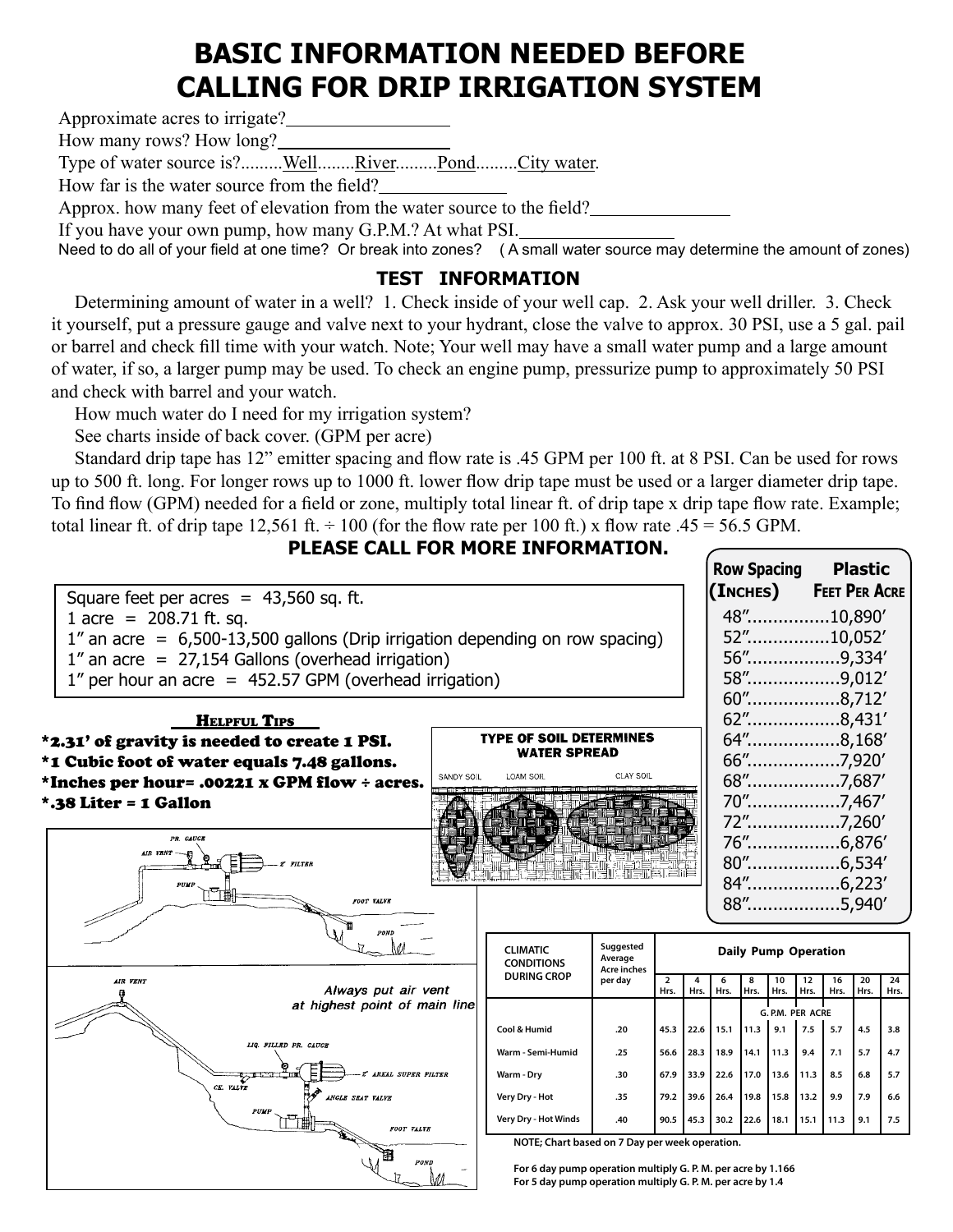# BASIC INFORMATION NEEDED BEFORE CALLING FOR DRIP IRRIGATION SYSTEM

Approximate acres to irrigate?__________________

How many rows? How long?__________________

Type of water source is?.........Well........River.........Pond.........City water.

How far is the water source from the field?______________

Approx. how many feet of elevation from the water source to the field?________________

If you have your own pump, how many G.P.M.? At what PSI.________________

Need to do all of your field at one time? Or break into zones? ( A small water source may determine the amount of zones)

## TEST INFORMATION

Determining amount of water in a well? 1. Check inside of your well cap. 2. Ask your well driller. 3. Check it yourself, put a pressure gauge and valve next to your hydrant, close the valve to approx. 30 PSI, use a 5 gal. pail or barrel and check fill time with your watch. Note; Your well may have a small water pump and a large amount of water, if so, a larger pump may be used. To check an engine pump, pressurize pump to approximately 50 PSI and check with barrel and your watch.

How much water do I need for my irrigation system?

See charts inside of back cover. (GPM per acre)

Standard drip tape has 12" emitter spacing and flow rate is .45 GPM per 100 ft. at 8 PSI. Can be used for rows up to 500 ft. long. For longer rows up to 1000 ft. lower flow drip tape must be used or a larger diameter drip tape. To find flow (GPM) needed for a field or zone, multiply total linear ft. of drip tape x drip tape flow rate. Example; total linear ft. of drip tape 12,561 ft. ÷ 100 (for the flow rate per 100 ft.) x flow rate .45 = 56.5 GPM.

**PLEASE CALL FOR MORE INFORMATION.**

Square feet per acres = 43,560 sq. ft.
1 acre = 208.71 ft. sq.
1" an acre = 6,500-13,500 gallons (Drip irrigation depending on row spacing)
1" an acre = 27,154 Gallons (overhead irrigation)
1" per hour an acre = 452.57 GPM (overhead irrigation)

| Row Spacing (Inches) | Plastic Feet Per Acre |
|---|---|
| 48" | 10,890' |
| 52" | 10,052' |
| 56" | 9,334' |
| 58" | 9,012' |
| 60" | 8,712' |
| 62" | 8,431' |
| 64" | 8,168' |
| 66" | 7,920' |
| 68" | 7,687' |
| 70" | 7,467' |
| 72" | 7,260' |
| 76" | 6,876' |
| 80" | 6,534' |
| 84" | 6,223' |
| 88" | 5,940' |

### Helpful Tips

*2.31' of gravity is needed to create 1 PSI.
*1 Cubic foot of water equals 7.48 gallons.
*Inches per hour= .00221 x GPM flow ÷ acres.
*.38 Liter = 1 Gallon

TYPE OF SOIL DETERMINES WATER SPREAD

SANDY SOIL LOAM SOIL CLAY SOIL

PR. GAUGE
AIR VENT
2" FILTER
PUMP
FOOT VALVE
POND

AIR VENT
Always put air vent at highest point of main line
LIQ. FILLED PR. GAUGE
2" ARKAL SUPER FILTER
CK. VALVE
ANGLE SEAT VALVE
PUMP
FOOT VALVE
POND

| CLIMATIC CONDITIONS DURING CROP | Suggested Average Acre inches per day | Daily Pump Operation | | | | | | | | |
|---|---|---|---|---|---|---|---|---|---|---|
| | | 2 Hrs. | 4 Hrs. | 6 Hrs. | 8 Hrs. | 10 Hrs. | 12 Hrs. | 16 Hrs. | 20 Hrs. | 24 Hrs. |
| | | G. P.M. PER ACRE | | | | | | | | |
| Cool & Humid | .20 | 45.3 | 22.6 | 15.1 | 11.3 | 9.1 | 7.5 | 5.7 | 4.5 | 3.8 |
| Warm - Semi-Humid | .25 | 56.6 | 28.3 | 18.9 | 14.1 | 11.3 | 9.4 | 7.1 | 5.7 | 4.7 |
| Warm - Dry | .30 | 67.9 | 33.9 | 22.6 | 17.0 | 13.6 | 11.3 | 8.5 | 6.8 | 5.7 |
| Very Dry - Hot | .35 | 79.2 | 39.6 | 26.4 | 19.8 | 15.8 | 13.2 | 9.9 | 7.9 | 6.6 |
| Very Dry - Hot Winds | .40 | 90.5 | 45.3 | 30.2 | 22.6 | 18.1 | 15.1 | 11.3 | 9.1 | 7.5 |

NOTE; Chart based on 7 Day per week operation.

For 6 day pump operation multiply G. P. M. per acre by 1.166
For 5 day pump operation multiply G. P. M. per acre by 1.4